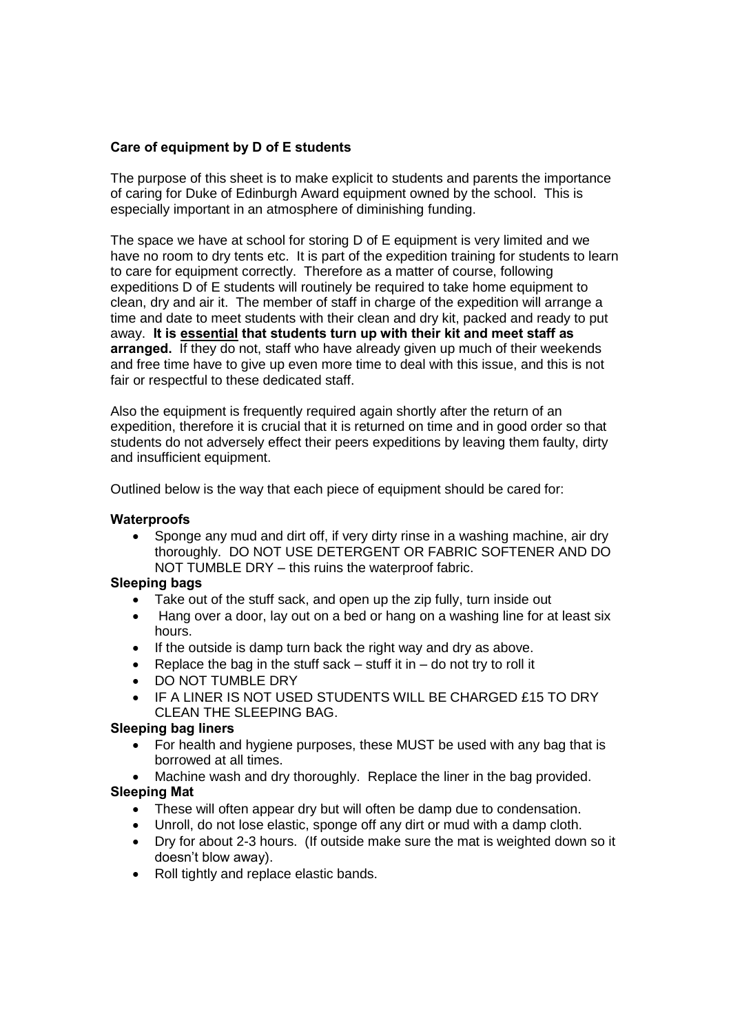**Care of equipment by D of E students**

The purpose of this sheet is to make explicit to students and parents the importance of caring for Duke of Edinburgh Award equipment owned by the school. This is especially important in an atmosphere of diminishing funding.

The space we have at school for storing D of E equipment is very limited and we have no room to dry tents etc. It is part of the expedition training for students to learn to care for equipment correctly. Therefore as a matter of course, following expeditions D of E students will routinely be required to take home equipment to clean, dry and air it. The member of staff in charge of the expedition will arrange a time and date to meet students with their clean and dry kit, packed and ready to put away. **It is <u>essential</u> that students turn up with their kit and meet staff as arranged.** If they do not, staff who have already given up much of their weekends and free time have to give up even more time to deal with this issue, and this is not fair or respectful to these dedicated staff.

Also the equipment is frequently required again shortly after the return of an expedition, therefore it is crucial that it is returned on time and in good order so that students do not adversely effect their peers expeditions by leaving them faulty, dirty and insufficient equipment.

Outlined below is the way that each piece of equipment should be cared for:

**Waterproofs**

- Sponge any mud and dirt off, if very dirty rinse in a washing machine, air dry thoroughly. DO NOT USE DETERGENT OR FABRIC SOFTENER AND DO NOT TUMBLE DRY – this ruins the waterproof fabric.

**Sleeping bags**

- Take out of the stuff sack, and open up the zip fully, turn inside out
- Hang over a door, lay out on a bed or hang on a washing line for at least six hours.
- If the outside is damp turn back the right way and dry as above.
- Replace the bag in the stuff sack – stuff it in – do not try to roll it
- DO NOT TUMBLE DRY
- IF A LINER IS NOT USED STUDENTS WILL BE CHARGED £15 TO DRY CLEAN THE SLEEPING BAG.

**Sleeping bag liners**

- For health and hygiene purposes, these MUST be used with any bag that is borrowed at all times.
- Machine wash and dry thoroughly. Replace the liner in the bag provided.

**Sleeping Mat**

- These will often appear dry but will often be damp due to condensation.
- Unroll, do not lose elastic, sponge off any dirt or mud with a damp cloth.
- Dry for about 2-3 hours. (If outside make sure the mat is weighted down so it doesn't blow away).
- Roll tightly and replace elastic bands.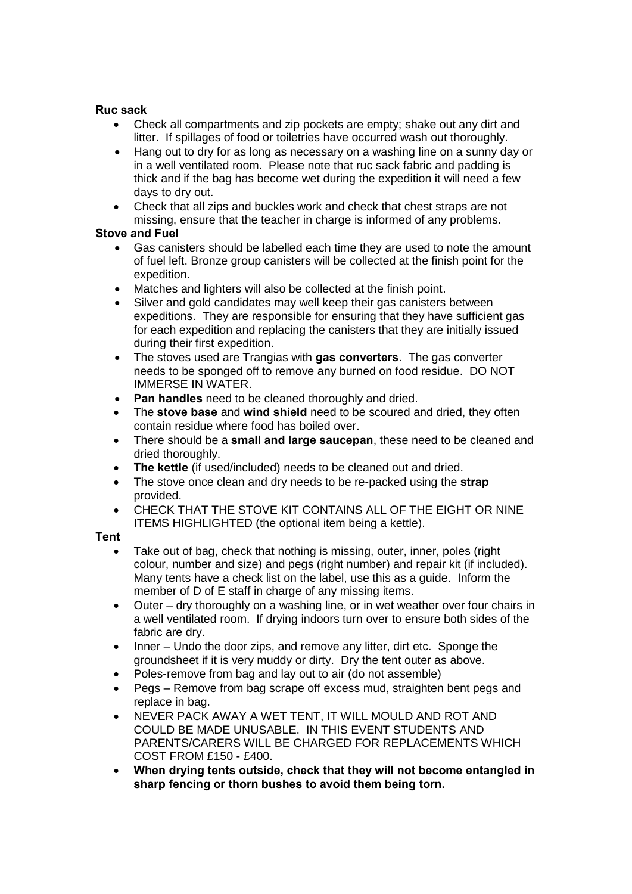**Ruc sack**

- Check all compartments and zip pockets are empty; shake out any dirt and litter. If spillages of food or toiletries have occurred wash out thoroughly.
- Hang out to dry for as long as necessary on a washing line on a sunny day or in a well ventilated room. Please note that ruc sack fabric and padding is thick and if the bag has become wet during the expedition it will need a few days to dry out.
- Check that all zips and buckles work and check that chest straps are not missing, ensure that the teacher in charge is informed of any problems.

**Stove and Fuel**

- Gas canisters should be labelled each time they are used to note the amount of fuel left. Bronze group canisters will be collected at the finish point for the expedition.
- Matches and lighters will also be collected at the finish point.
- Silver and gold candidates may well keep their gas canisters between expeditions. They are responsible for ensuring that they have sufficient gas for each expedition and replacing the canisters that they are initially issued during their first expedition.
- The stoves used are Trangias with **gas converters**. The gas converter needs to be sponged off to remove any burned on food residue. DO NOT IMMERSE IN WATER.
- **Pan handles** need to be cleaned thoroughly and dried.
- The **stove base** and **wind shield** need to be scoured and dried, they often contain residue where food has boiled over.
- There should be a **small and large saucepan**, these need to be cleaned and dried thoroughly.
- **The kettle** (if used/included) needs to be cleaned out and dried.
- The stove once clean and dry needs to be re-packed using the **strap** provided.
- CHECK THAT THE STOVE KIT CONTAINS ALL OF THE EIGHT OR NINE ITEMS HIGHLIGHTED (the optional item being a kettle).

**Tent**

- Take out of bag, check that nothing is missing, outer, inner, poles (right colour, number and size) and pegs (right number) and repair kit (if included). Many tents have a check list on the label, use this as a guide. Inform the member of D of E staff in charge of any missing items.
- Outer – dry thoroughly on a washing line, or in wet weather over four chairs in a well ventilated room. If drying indoors turn over to ensure both sides of the fabric are dry.
- Inner – Undo the door zips, and remove any litter, dirt etc. Sponge the groundsheet if it is very muddy or dirty. Dry the tent outer as above.
- Poles-remove from bag and lay out to air (do not assemble)
- Pegs – Remove from bag scrape off excess mud, straighten bent pegs and replace in bag.
- NEVER PACK AWAY A WET TENT, IT WILL MOULD AND ROT AND COULD BE MADE UNUSABLE. IN THIS EVENT STUDENTS AND PARENTS/CARERS WILL BE CHARGED FOR REPLACEMENTS WHICH COST FROM £150 - £400.
- **When drying tents outside, check that they will not become entangled in sharp fencing or thorn bushes to avoid them being torn.**